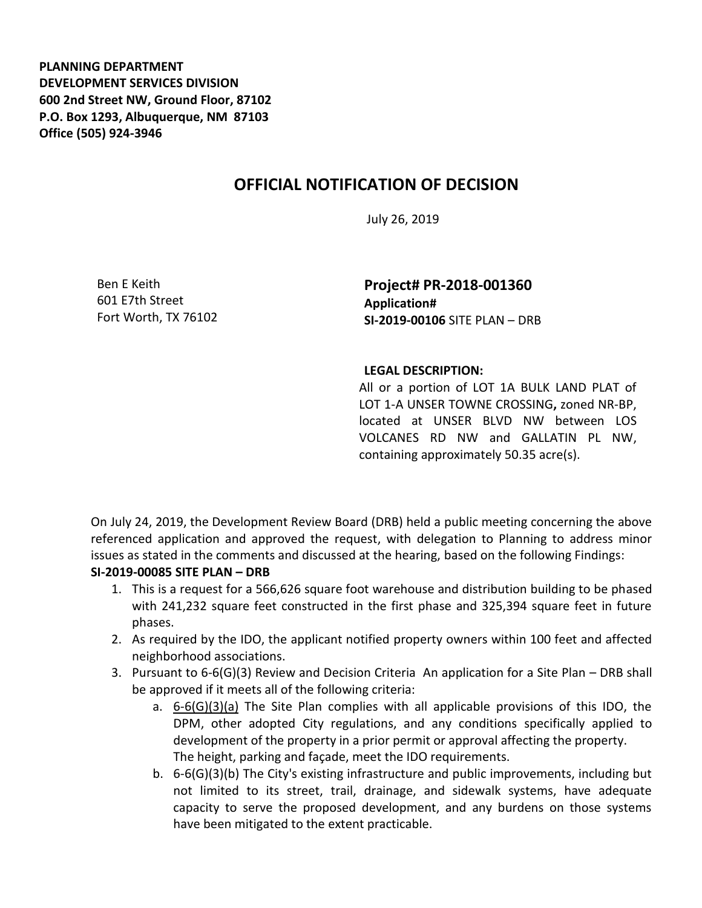**PLANNING DEPARTMENT**
**DEVELOPMENT SERVICES DIVISION**
**600 2nd Street NW, Ground Floor, 87102**
**P.O. Box 1293, Albuquerque, NM 87103**
**Office (505) 924-3946**

# OFFICIAL NOTIFICATION OF DECISION

July 26, 2019

Ben E Keith
601 E7th Street
Fort Worth, TX 76102

**Project# PR-2018-001360**
**Application#**
**SI-2019-00106** SITE PLAN – DRB

**LEGAL DESCRIPTION:**
All or a portion of LOT 1A BULK LAND PLAT of LOT 1-A UNSER TOWNE CROSSING**,** zoned NR-BP, located at UNSER BLVD NW between LOS VOLCANES RD NW and GALLATIN PL NW, containing approximately 50.35 acre(s).

On July 24, 2019, the Development Review Board (DRB) held a public meeting concerning the above referenced application and approved the request, with delegation to Planning to address minor issues as stated in the comments and discussed at the hearing, based on the following Findings:

**SI-2019-00085 SITE PLAN – DRB**

1. This is a request for a 566,626 square foot warehouse and distribution building to be phased with 241,232 square feet constructed in the first phase and 325,394 square feet in future phases.
2. As required by the IDO, the applicant notified property owners within 100 feet and affected neighborhood associations.
3. Pursuant to 6-6(G)(3) Review and Decision Criteria An application for a Site Plan – DRB shall be approved if it meets all of the following criteria:
   a. 6-6(G)(3)(a) The Site Plan complies with all applicable provisions of this IDO, the DPM, other adopted City regulations, and any conditions specifically applied to development of the property in a prior permit or approval affecting the property. The height, parking and façade, meet the IDO requirements.
   b. 6-6(G)(3)(b) The City's existing infrastructure and public improvements, including but not limited to its street, trail, drainage, and sidewalk systems, have adequate capacity to serve the proposed development, and any burdens on those systems have been mitigated to the extent practicable.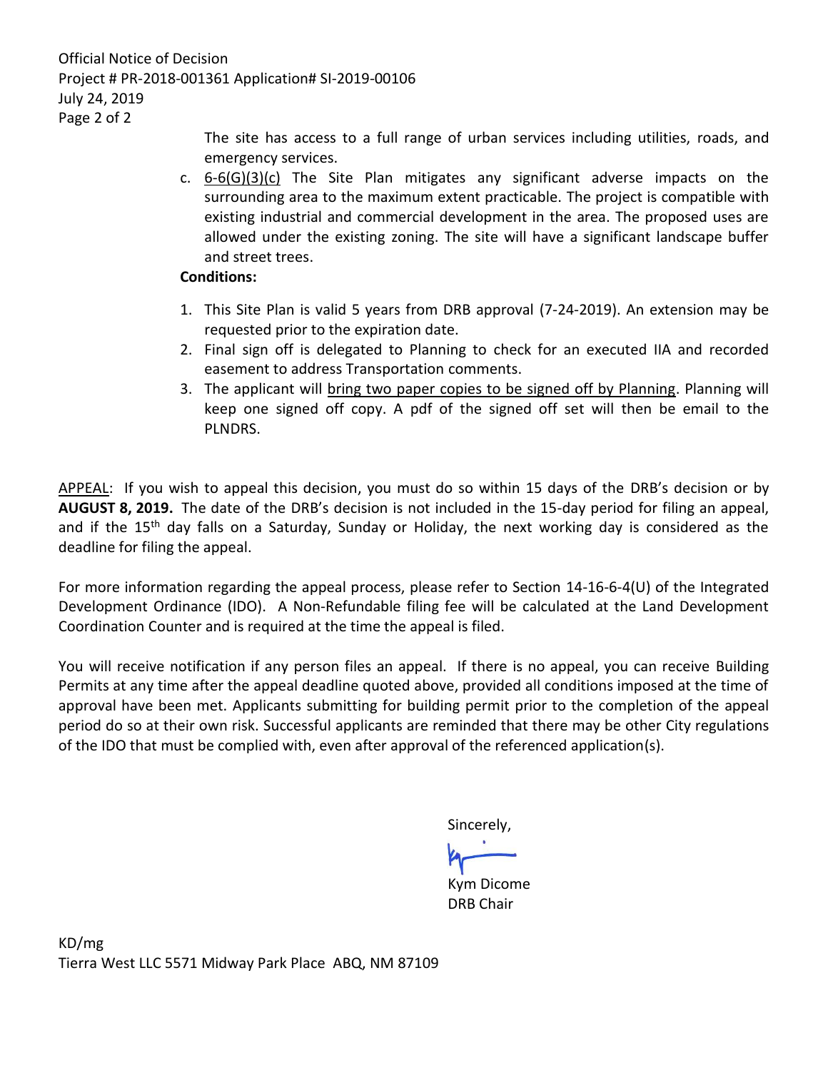The site has access to a full range of urban services including utilities, roads, and emergency services.

c. 6-6(G)(3)(c) The Site Plan mitigates any significant adverse impacts on the surrounding area to the maximum extent practicable. The project is compatible with existing industrial and commercial development in the area. The proposed uses are allowed under the existing zoning. The site will have a significant landscape buffer and street trees.

**Conditions:**

1. This Site Plan is valid 5 years from DRB approval (7-24-2019). An extension may be requested prior to the expiration date.
2. Final sign off is delegated to Planning to check for an executed IIA and recorded easement to address Transportation comments.
3. The applicant will bring two paper copies to be signed off by Planning. Planning will keep one signed off copy. A pdf of the signed off set will then be email to the PLNDRS.

APPEAL: If you wish to appeal this decision, you must do so within 15 days of the DRB's decision or by **AUGUST 8, 2019.** The date of the DRB's decision is not included in the 15-day period for filing an appeal, and if the 15th day falls on a Saturday, Sunday or Holiday, the next working day is considered as the deadline for filing the appeal.

For more information regarding the appeal process, please refer to Section 14-16-6-4(U) of the Integrated Development Ordinance (IDO). A Non-Refundable filing fee will be calculated at the Land Development Coordination Counter and is required at the time the appeal is filed.

You will receive notification if any person files an appeal. If there is no appeal, you can receive Building Permits at any time after the appeal deadline quoted above, provided all conditions imposed at the time of approval have been met. Applicants submitting for building permit prior to the completion of the appeal period do so at their own risk. Successful applicants are reminded that there may be other City regulations of the IDO that must be complied with, even after approval of the referenced application(s).

Sincerely,

Kym Dicome
DRB Chair

KD/mg
Tierra West LLC 5571 Midway Park Place ABQ, NM 87109